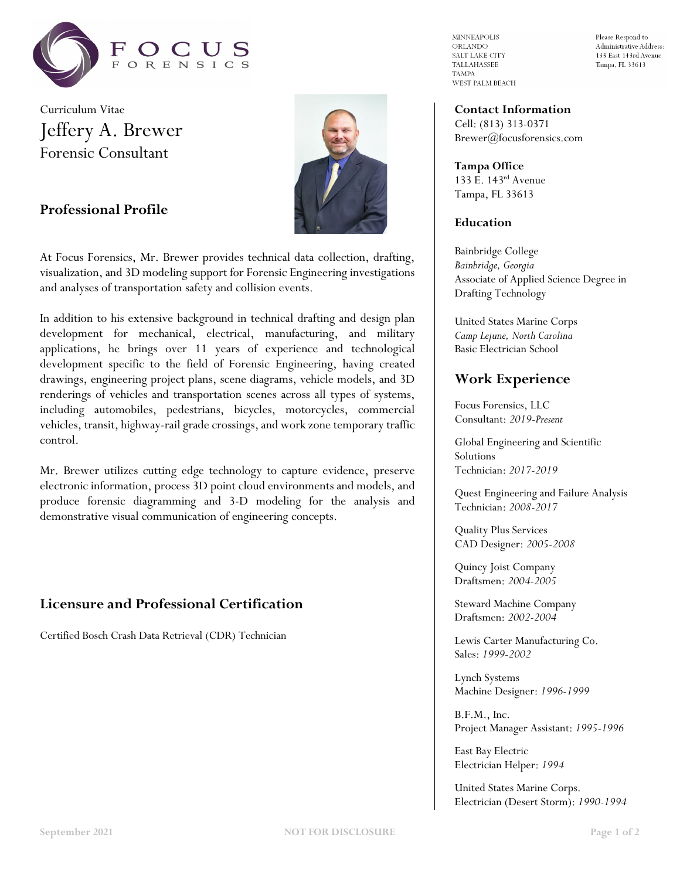FOCUS FORENSICS

MINNEAPOLIS
ORLANDO
SALT LAKE CITY
TALLAHASSEE
TAMPA
WEST PALM BEACH

Please Respond to
Administrative Address:
133 East 143rd Avenue
Tampa, FL 33613

Curriculum Vitae

# Jeffery A. Brewer

Forensic Consultant

## Professional Profile

At Focus Forensics, Mr. Brewer provides technical data collection, drafting, visualization, and 3D modeling support for Forensic Engineering investigations and analyses of transportation safety and collision events.

In addition to his extensive background in technical drafting and design plan development for mechanical, electrical, manufacturing, and military applications, he brings over 11 years of experience and technological development specific to the field of Forensic Engineering, having created drawings, engineering project plans, scene diagrams, vehicle models, and 3D renderings of vehicles and transportation scenes across all types of systems, including automobiles, pedestrians, bicycles, motorcycles, commercial vehicles, transit, highway-rail grade crossings, and work zone temporary traffic control.

Mr. Brewer utilizes cutting edge technology to capture evidence, preserve electronic information, process 3D point cloud environments and models, and produce forensic diagramming and 3-D modeling for the analysis and demonstrative visual communication of engineering concepts.

## Licensure and Professional Certification

Certified Bosch Crash Data Retrieval (CDR) Technician

### Contact Information

Cell: (813) 313-0371
Brewer@focusforensics.com

### Tampa Office

133 E. 143rd Avenue
Tampa, FL 33613

### Education

Bainbridge College
*Bainbridge, Georgia*
Associate of Applied Science Degree in Drafting Technology

United States Marine Corps
*Camp Lejune, North Carolina*
Basic Electrician School

## Work Experience

Focus Forensics, LLC
Consultant: *2019-Present*

Global Engineering and Scientific Solutions
Technician: *2017-2019*

Quest Engineering and Failure Analysis
Technician: *2008-2017*

Quality Plus Services
CAD Designer: *2005-2008*

Quincy Joist Company
Draftsmen: *2004-2005*

Steward Machine Company
Draftsmen: *2002-2004*

Lewis Carter Manufacturing Co.
Sales: *1999-2002*

Lynch Systems
Machine Designer: *1996-1999*

B.F.M., Inc.
Project Manager Assistant: *1995-1996*

East Bay Electric
Electrician Helper: *1994*

United States Marine Corps.
Electrician (Desert Storm): *1990-1994*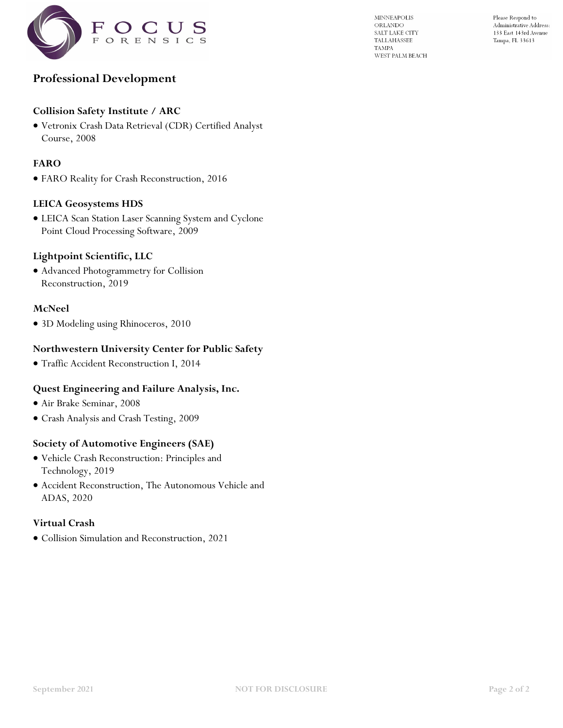## Professional Development

### Collision Safety Institute / ARC

- Vetronix Crash Data Retrieval (CDR) Certified Analyst Course, 2008

### FARO

- FARO Reality for Crash Reconstruction, 2016

### LEICA Geosystems HDS

- LEICA Scan Station Laser Scanning System and Cyclone Point Cloud Processing Software, 2009

### Lightpoint Scientific, LLC

- Advanced Photogrammetry for Collision Reconstruction, 2019

### McNeel

- 3D Modeling using Rhinoceros, 2010

### Northwestern University Center for Public Safety

- Traffic Accident Reconstruction I, 2014

### Quest Engineering and Failure Analysis, Inc.

- Air Brake Seminar, 2008
- Crash Analysis and Crash Testing, 2009

### Society of Automotive Engineers (SAE)

- Vehicle Crash Reconstruction: Principles and Technology, 2019
- Accident Reconstruction, The Autonomous Vehicle and ADAS, 2020

### Virtual Crash

- Collision Simulation and Reconstruction, 2021